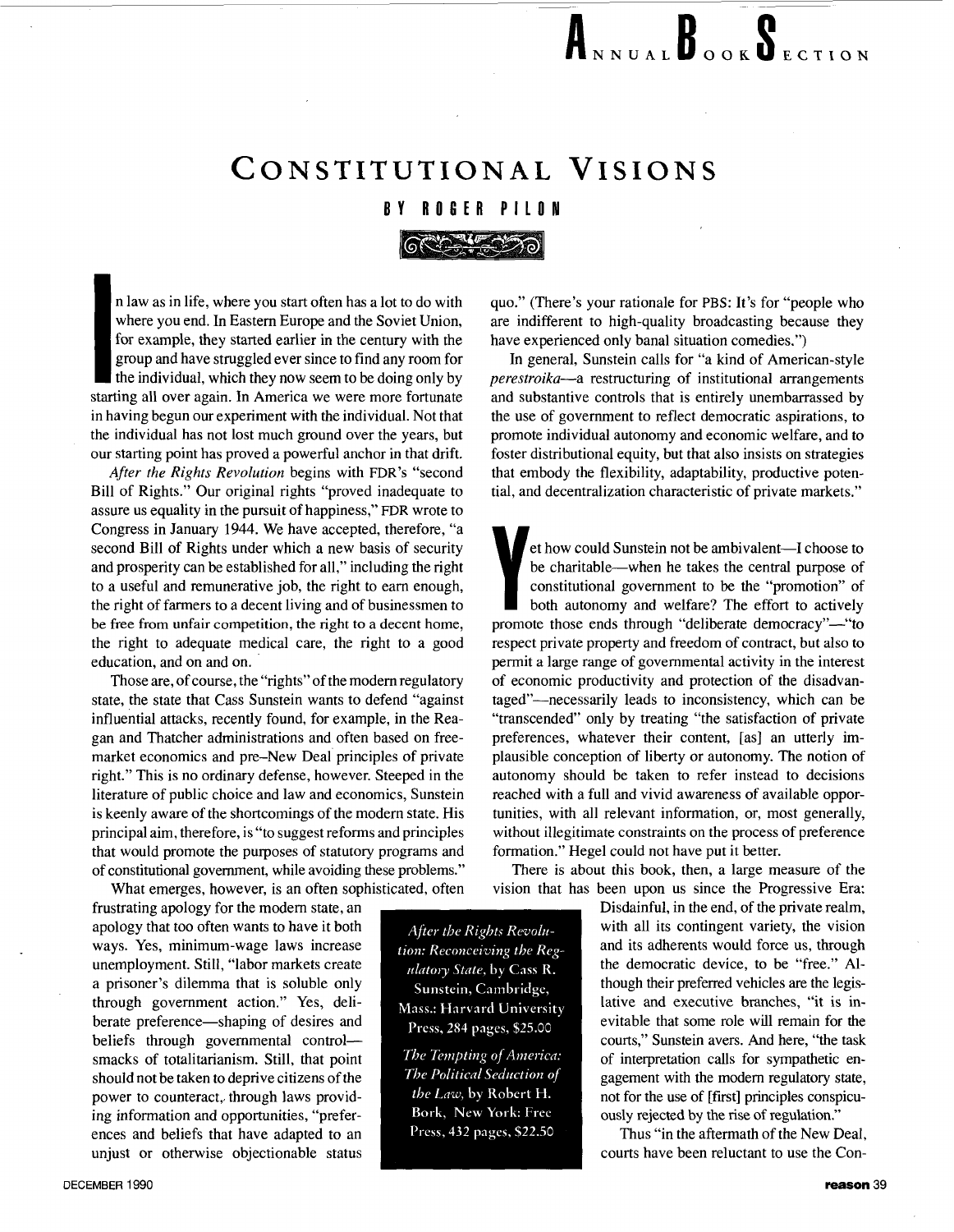# Constitutional Visions

## By Roger Pilon

In law as in life, where you start often has a lot to do with where you end. In Eastern Europe and the Soviet Union, for example, they started earlier in the century with the group and have struggled ever since to find any room for the individual, which they now seem to be doing only by starting all over again. In America we were more fortunate in having begun our experiment with the individual. Not that the individual has not lost much ground over the years, but our starting point has proved a powerful anchor in that drift.

*After the Rights Revolution* begins with FDR's "second Bill of Rights." Our original rights "proved inadequate to assure us equality in the pursuit of happiness," FDR wrote to Congress in January 1944. We have accepted, therefore, "a second Bill of Rights under which a new basis of security and prosperity can be established for all," including the right to a useful and remunerative job, the right to earn enough, the right of farmers to a decent living and of businessmen to be free from unfair competition, the right to a decent home, the right to adequate medical care, the right to a good education, and on and on.

Those are, of course, the "rights" of the modern regulatory state, the state that Cass Sunstein wants to defend "against influential attacks, recently found, for example, in the Reagan and Thatcher administrations and often based on free-market economics and pre–New Deal principles of private right." This is no ordinary defense, however. Steeped in the literature of public choice and law and economics, Sunstein is keenly aware of the shortcomings of the modern state. His principal aim, therefore, is "to suggest reforms and principles that would promote the purposes of statutory programs and of constitutional government, while avoiding these problems."

What emerges, however, is an often sophisticated, often frustrating apology for the modern state, an apology that too often wants to have it both ways. Yes, minimum-wage laws increase unemployment. Still, "labor markets create a prisoner's dilemma that is soluble only through government action." Yes, deliberate preference—shaping of desires and beliefs through governmental control—smacks of totalitarianism. Still, that point should not be taken to deprive citizens of the power to counteract, through laws providing information and opportunities, "preferences and beliefs that have adapted to an unjust or otherwise objectionable status quo." (There's your rationale for PBS: It's for "people who are indifferent to high-quality broadcasting because they have experienced only banal situation comedies.")

In general, Sunstein calls for "a kind of American-style *perestroika*—a restructuring of institutional arrangements and substantive controls that is entirely unembarrassed by the use of government to reflect democratic aspirations, to promote individual autonomy and economic welfare, and to foster distributional equity, but that also insists on strategies that embody the flexibility, adaptability, productive potential, and decentralization characteristic of private markets."

Yet how could Sunstein not be ambivalent—I choose to be charitable—when he takes the central purpose of constitutional government to be the "promotion" of both autonomy and welfare? The effort to actively promote those ends through "deliberate democracy"—"to respect private property and freedom of contract, but also to permit a large range of governmental activity in the interest of economic productivity and protection of the disadvantaged"—necessarily leads to inconsistency, which can be "transcended" only by treating "the satisfaction of private preferences, whatever their content, [as] an utterly implausible conception of liberty or autonomy. The notion of autonomy should be taken to refer instead to decisions reached with a full and vivid awareness of available opportunities, with all relevant information, or, most generally, without illegitimate constraints on the process of preference formation." Hegel could not have put it better.

There is about this book, then, a large measure of the vision that has been upon us since the Progressive Era: Disdainful, in the end, of the private realm, with all its contingent variety, the vision and its adherents would force us, through the democratic device, to be "free." Although their preferred vehicles are the legislative and executive branches, "it is inevitable that some role will remain for the courts," Sunstein avers. And here, "the task of interpretation calls for sympathetic engagement with the modern regulatory state, not for the use of [first] principles conspicuously rejected by the rise of regulation."

Thus "in the aftermath of the New Deal, courts have been reluctant to use the Con-

*After the Rights Revolution: Reconceiving the Regulatory State*, by Cass R. Sunstein, Cambridge, Mass.: Harvard University Press, 284 pages, $25.00

*The Tempting of America: The Political Seduction of the Law*, by Robert H. Bork, New York: Free Press, 432 pages, $22.50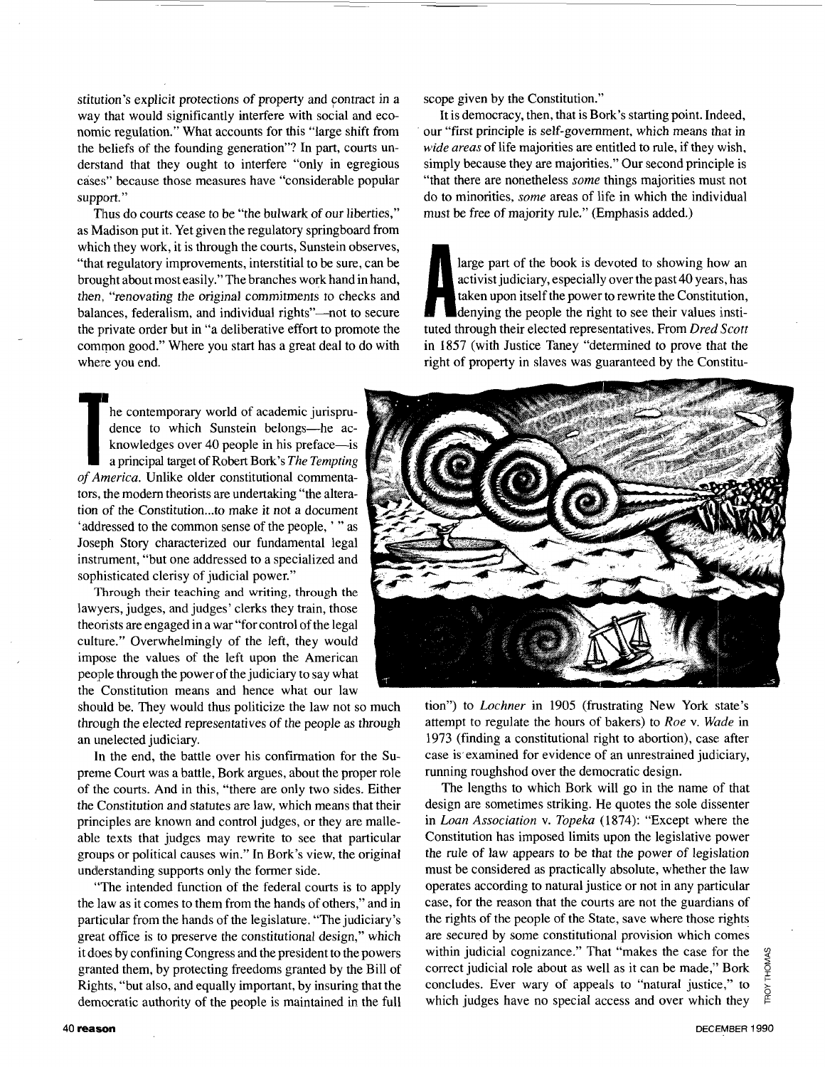stitution's explicit protections of property and contract in a way that would significantly interfere with social and economic regulation." What accounts for this "large shift from the beliefs of the founding generation"? In part, courts understand that they ought to interfere "only in egregious cases" because those measures have "considerable popular support."

Thus do courts cease to be "the bulwark of our liberties," as Madison put it. Yet given the regulatory springboard from which they work, it is through the courts, Sunstein observes, "that regulatory improvements, interstitial to be sure, can be brought about most easily." The branches work hand in hand, then, "renovating the original commitments to checks and balances, federalism, and individual rights"—not to secure the private order but in "a deliberative effort to promote the common good." Where you start has a great deal to do with where you end.

The contemporary world of academic jurisprudence to which Sunstein belongs—he acknowledges over 40 people in his preface—is a principal target of Robert Bork's *The Tempting of America*. Unlike older constitutional commentators, the modern theorists are undertaking "the alteration of the Constitution...to make it not a document 'addressed to the common sense of the people,' " as Joseph Story characterized our fundamental legal instrument, "but one addressed to a specialized and sophisticated clerisy of judicial power."

Through their teaching and writing, through the lawyers, judges, and judges' clerks they train, those theorists are engaged in a war "for control of the legal culture." Overwhelmingly of the left, they would impose the values of the left upon the American people through the power of the judiciary to say what the Constitution means and hence what our law should be. They would thus politicize the law not so much through the elected representatives of the people as through an unelected judiciary.

In the end, the battle over his confirmation for the Supreme Court was a battle, Bork argues, about the proper role of the courts. And in this, "there are only two sides. Either the Constitution and statutes are law, which means that their principles are known and control judges, or they are malleable texts that judges may rewrite to see that particular groups or political causes win." In Bork's view, the original understanding supports only the former side.

"The intended function of the federal courts is to apply the law as it comes to them from the hands of others," and in particular from the hands of the legislature. "The judiciary's great office is to preserve the constitutional design," which it does by confining Congress and the president to the powers granted them, by protecting freedoms granted by the Bill of Rights, "but also, and equally important, by insuring that the democratic authority of the people is maintained in the full scope given by the Constitution."

It is democracy, then, that is Bork's starting point. Indeed, our "first principle is self-government, which means that in *wide areas* of life majorities are entitled to rule, if they wish, simply because they are majorities." Our second principle is "that there are nonetheless *some* things majorities must not do to minorities, *some* areas of life in which the individual must be free of majority rule." (Emphasis added.)

A large part of the book is devoted to showing how an activist judiciary, especially over the past 40 years, has taken upon itself the power to rewrite the Constitution, denying the people the right to see their values instituted through their elected representatives. From *Dred Scott* in 1857 (with Justice Taney "determined to prove that the right of property in slaves was guaranteed by the Constitution") to *Lochner* in 1905 (frustrating New York state's attempt to regulate the hours of bakers) to *Roe* v. *Wade* in 1973 (finding a constitutional right to abortion), case after case is examined for evidence of an unrestrained judiciary, running roughshod over the democratic design.

The lengths to which Bork will go in the name of that design are sometimes striking. He quotes the sole dissenter in *Loan Association* v. *Topeka* (1874): "Except where the Constitution has imposed limits upon the legislative power the rule of law appears to be that the power of legislation must be considered as practically absolute, whether the law operates according to natural justice or not in any particular case, for the reason that the courts are not the guardians of the rights of the people of the State, save where those rights are secured by some constitutional provision which comes within judicial cognizance." That "makes the case for the correct judicial role about as well as it can be made," Bork concludes. Ever wary of appeals to "natural justice," to which judges have no special access and over which they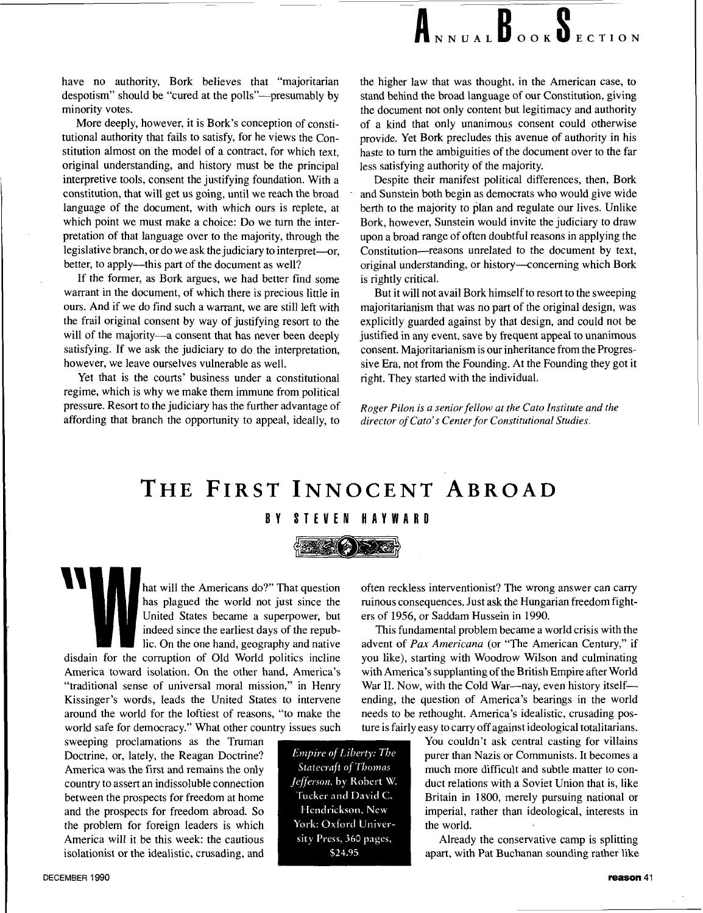have no authority, Bork believes that "majoritarian despotism" should be "cured at the polls"—presumably by minority votes.

More deeply, however, it is Bork's conception of constitutional authority that fails to satisfy, for he views the Constitution almost on the model of a contract, for which text, original understanding, and history must be the principal interpretive tools, consent the justifying foundation. With a constitution, that will get us going, until we reach the broad language of the document, with which ours is replete, at which point we must make a choice: Do we turn the interpretation of that language over to the majority, through the legislative branch, or do we ask the judiciary to interpret—or, better, to apply—this part of the document as well?

If the former, as Bork argues, we had better find some warrant in the document, of which there is precious little in ours. And if we do find such a warrant, we are still left with the frail original consent by way of justifying resort to the will of the majority—a consent that has never been deeply satisfying. If we ask the judiciary to do the interpretation, however, we leave ourselves vulnerable as well.

Yet that is the courts' business under a constitutional regime, which is why we make them immune from political pressure. Resort to the judiciary has the further advantage of affording that branch the opportunity to appeal, ideally, to the higher law that was thought, in the American case, to stand behind the broad language of our Constitution, giving the document not only content but legitimacy and authority of a kind that only unanimous consent could otherwise provide. Yet Bork precludes this avenue of authority in his haste to turn the ambiguities of the document over to the far less satisfying authority of the majority.

Despite their manifest political differences, then, Bork and Sunstein both begin as democrats who would give wide berth to the majority to plan and regulate our lives. Unlike Bork, however, Sunstein would invite the judiciary to draw upon a broad range of often doubtful reasons in applying the Constitution—reasons unrelated to the document by text, original understanding, or history—concerning which Bork is rightly critical.

But it will not avail Bork himself to resort to the sweeping majoritarianism that was no part of the original design, was explicitly guarded against by that design, and could not be justified in any event, save by frequent appeal to unanimous consent. Majoritarianism is our inheritance from the Progressive Era, not from the Founding. At the Founding they got it right. They started with the individual.

*Roger Pilon is a senior fellow at the Cato Institute and the director of Cato's Center for Constitutional Studies.*

# The First Innocent Abroad

**By Steven Hayward**

"What will the Americans do?" That question has plagued the world not just since the United States became a superpower, but indeed since the earliest days of the republic. On the one hand, geography and native disdain for the corruption of Old World politics incline America toward isolation. On the other hand, America's "traditional sense of universal moral mission," in Henry Kissinger's words, leads the United States to intervene around the world for the loftiest of reasons, "to make the world safe for democracy." What other country issues such sweeping proclamations as the Truman Doctrine, or, lately, the Reagan Doctrine? America was the first and remains the only country to assert an indissoluble connection between the prospects for freedom at home and the prospects for freedom abroad. So the problem for foreign leaders is which America will it be this week: the cautious isolationist or the idealistic, crusading, and often reckless interventionist? The wrong answer can carry ruinous consequences. Just ask the Hungarian freedom fighters of 1956, or Saddam Hussein in 1990.

*Empire of Liberty: The Statecraft of Thomas Jefferson*, by Robert W. Tucker and David C. Hendrickson, New York: Oxford University Press, 360 pages, $24.95

This fundamental problem became a world crisis with the advent of *Pax Americana* (or "The American Century," if you like), starting with Woodrow Wilson and culminating with America's supplanting of the British Empire after World War II. Now, with the Cold War—nay, even history itself—ending, the question of America's bearings in the world needs to be rethought. America's idealistic, crusading posture is fairly easy to carry off against ideological totalitarians. You couldn't ask central casting for villains purer than Nazis or Communists. It becomes a much more difficult and subtle matter to conduct relations with a Soviet Union that is, like Britain in 1800, merely pursuing national or imperial, rather than ideological, interests in the world.

Already the conservative camp is splitting apart, with Pat Buchanan sounding rather like